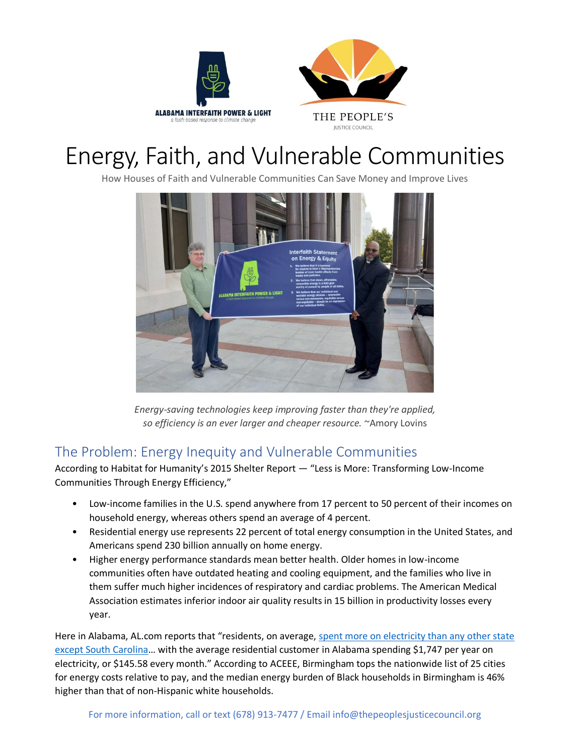ALABAMA INTERFAITH POWER & LIGHT
a faith-based response to climate change

THE PEOPLE'S
JUSTICE COUNCIL

# Energy, Faith, and Vulnerable Communities

How Houses of Faith and Vulnerable Communities Can Save Money and Improve Lives

*Energy-saving technologies keep improving faster than they're applied, so efficiency is an ever larger and cheaper resource.* ~Amory Lovins

## The Problem: Energy Inequity and Vulnerable Communities

According to Habitat for Humanity's 2015 Shelter Report — "Less is More: Transforming Low-Income Communities Through Energy Efficiency,"

- Low-income families in the U.S. spend anywhere from 17 percent to 50 percent of their incomes on household energy, whereas others spend an average of 4 percent.
- Residential energy use represents 22 percent of total energy consumption in the United States, and Americans spend 230 billion annually on home energy.
- Higher energy performance standards mean better health. Older homes in low-income communities often have outdated heating and cooling equipment, and the families who live in them suffer much higher incidences of respiratory and cardiac problems. The American Medical Association estimates inferior indoor air quality results in 15 billion in productivity losses every year.

Here in Alabama, AL.com reports that "residents, on average, spent more on electricity than any other state except South Carolina… with the average residential customer in Alabama spending $1,747 per year on electricity, or $145.58 every month." According to ACEEE, Birmingham tops the nationwide list of 25 cities for energy costs relative to pay, and the median energy burden of Black households in Birmingham is 46% higher than that of non-Hispanic white households.

For more information, call or text (678) 913-7477 / Email info@thepeoplesjusticecouncil.org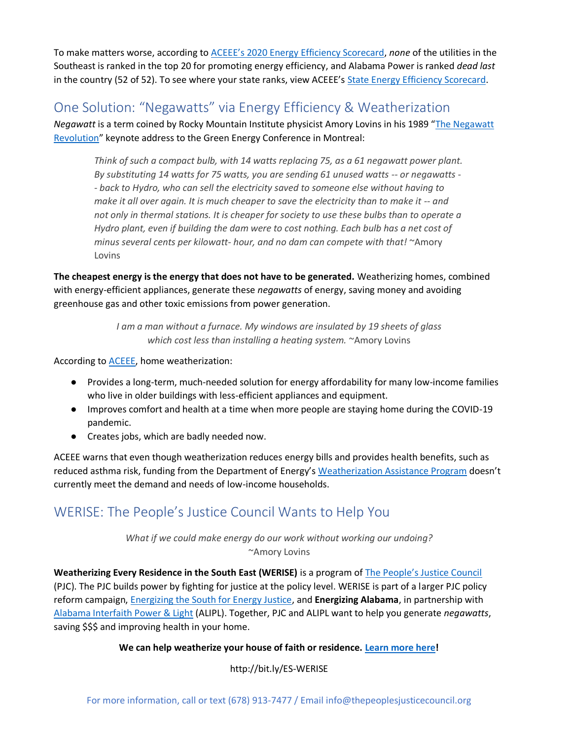To make matters worse, according to ACEEE's 2020 Energy Efficiency Scorecard, *none* of the utilities in the Southeast is ranked in the top 20 for promoting energy efficiency, and Alabama Power is ranked *dead last* in the country (52 of 52). To see where your state ranks, view ACEEE's State Energy Efficiency Scorecard.

## One Solution: "Negawatts" via Energy Efficiency & Weatherization

*Negawatt* is a term coined by Rocky Mountain Institute physicist Amory Lovins in his 1989 "The Negawatt Revolution" keynote address to the Green Energy Conference in Montreal:

> *Think of such a compact bulb, with 14 watts replacing 75, as a 61 negawatt power plant. By substituting 14 watts for 75 watts, you are sending 61 unused watts -- or negawatts -- back to Hydro, who can sell the electricity saved to someone else without having to make it all over again. It is much cheaper to save the electricity than to make it -- and not only in thermal stations. It is cheaper for society to use these bulbs than to operate a Hydro plant, even if building the dam were to cost nothing. Each bulb has a net cost of minus several cents per kilowatt- hour, and no dam can compete with that!* ~Amory Lovins

**The cheapest energy is the energy that does not have to be generated.** Weatherizing homes, combined with energy-efficient appliances, generate these *negawatts* of energy, saving money and avoiding greenhouse gas and other toxic emissions from power generation.

> *I am a man without a furnace. My windows are insulated by 19 sheets of glass which cost less than installing a heating system.* ~Amory Lovins

According to ACEEE, home weatherization:

- Provides a long-term, much-needed solution for energy affordability for many low-income families who live in older buildings with less-efficient appliances and equipment.
- Improves comfort and health at a time when more people are staying home during the COVID-19 pandemic.
- Creates jobs, which are badly needed now.

ACEEE warns that even though weatherization reduces energy bills and provides health benefits, such as reduced asthma risk, funding from the Department of Energy's Weatherization Assistance Program doesn't currently meet the demand and needs of low-income households.

## WERISE: The People's Justice Council Wants to Help You

> *What if we could make energy do our work without working our undoing?*
> ~Amory Lovins

**Weatherizing Every Residence in the South East (WERISE)** is a program of The People's Justice Council (PJC). The PJC builds power by fighting for justice at the policy level. WERISE is part of a larger PJC policy reform campaign, Energizing the South for Energy Justice, and **Energizing Alabama**, in partnership with Alabama Interfaith Power & Light (ALIPL). Together, PJC and ALIPL want to help you generate *negawatts*, saving $$$ and improving health in your home.

**We can help weatherize your house of faith or residence. Learn more here!**

http://bit.ly/ES-WERISE

For more information, call or text (678) 913-7477 / Email info@thepeoplesjusticecouncil.org